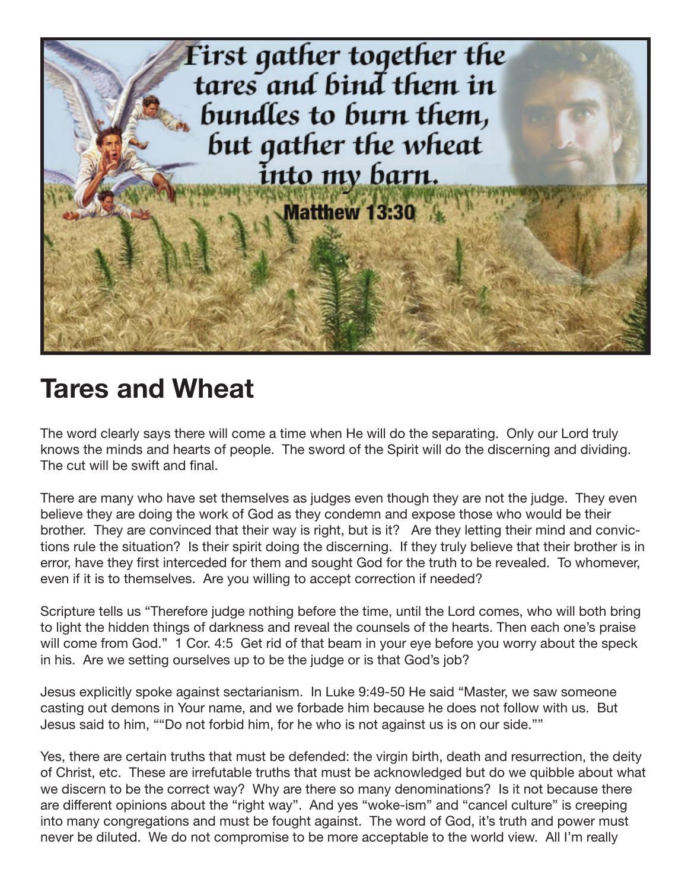First gather together the tares and bind them in bundles to burn them, but gather the wheat into my barn.

Matthew 13:30

# Tares and Wheat

The word clearly says there will come a time when He will do the separating. Only our Lord truly knows the minds and hearts of people. The sword of the Spirit will do the discerning and dividing. The cut will be swift and final.

There are many who have set themselves as judges even though they are not the judge. They even believe they are doing the work of God as they condemn and expose those who would be their brother. They are convinced that their way is right, but is it? Are they letting their mind and convictions rule the situation? Is their spirit doing the discerning. If they truly believe that their brother is in error, have they first interceded for them and sought God for the truth to be revealed. To whomever, even if it is to themselves. Are you willing to accept correction if needed?

Scripture tells us "Therefore judge nothing before the time, until the Lord comes, who will both bring to light the hidden things of darkness and reveal the counsels of the hearts. Then each one's praise will come from God." 1 Cor. 4:5 Get rid of that beam in your eye before you worry about the speck in his. Are we setting ourselves up to be the judge or is that God's job?

Jesus explicitly spoke against sectarianism. In Luke 9:49-50 He said "Master, we saw someone casting out demons in Your name, and we forbade him because he does not follow with us. But Jesus said to him, ""Do not forbid him, for he who is not against us is on our side.""

Yes, there are certain truths that must be defended: the virgin birth, death and resurrection, the deity of Christ, etc. These are irrefutable truths that must be acknowledged but do we quibble about what we discern to be the correct way? Why are there so many denominations? Is it not because there are different opinions about the "right way". And yes "woke-ism" and "cancel culture" is creeping into many congregations and must be fought against. The word of God, it's truth and power must never be diluted. We do not compromise to be more acceptable to the world view. All I'm really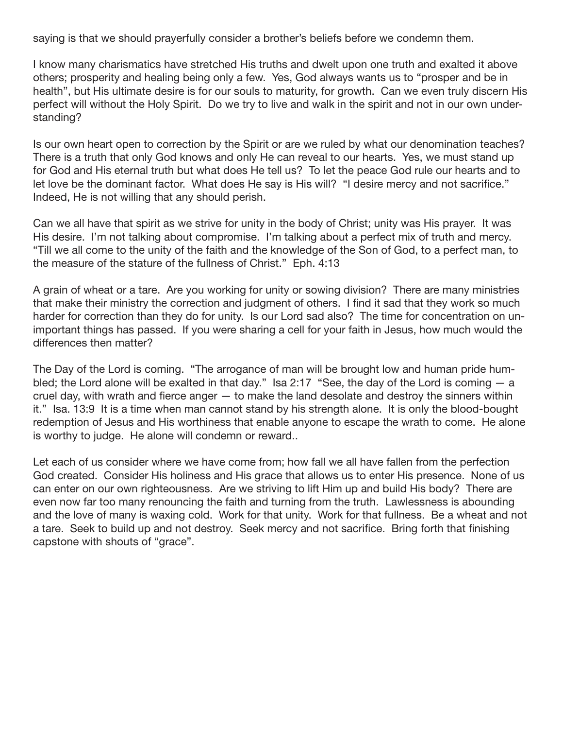saying is that we should prayerfully consider a brother's beliefs before we condemn them.

I know many charismatics have stretched His truths and dwelt upon one truth and exalted it above others; prosperity and healing being only a few. Yes, God always wants us to "prosper and be in health", but His ultimate desire is for our souls to maturity, for growth. Can we even truly discern His perfect will without the Holy Spirit. Do we try to live and walk in the spirit and not in our own understanding?

Is our own heart open to correction by the Spirit or are we ruled by what our denomination teaches? There is a truth that only God knows and only He can reveal to our hearts. Yes, we must stand up for God and His eternal truth but what does He tell us? To let the peace God rule our hearts and to let love be the dominant factor. What does He say is His will? "I desire mercy and not sacrifice." Indeed, He is not willing that any should perish.

Can we all have that spirit as we strive for unity in the body of Christ; unity was His prayer. It was His desire. I'm not talking about compromise. I'm talking about a perfect mix of truth and mercy. "Till we all come to the unity of the faith and the knowledge of the Son of God, to a perfect man, to the measure of the stature of the fullness of Christ." Eph. 4:13

A grain of wheat or a tare. Are you working for unity or sowing division? There are many ministries that make their ministry the correction and judgment of others. I find it sad that they work so much harder for correction than they do for unity. Is our Lord sad also? The time for concentration on unimportant things has passed. If you were sharing a cell for your faith in Jesus, how much would the differences then matter?

The Day of the Lord is coming. "The arrogance of man will be brought low and human pride humbled; the Lord alone will be exalted in that day." Isa 2:17 "See, the day of the Lord is coming — a cruel day, with wrath and fierce anger — to make the land desolate and destroy the sinners within it." Isa. 13:9 It is a time when man cannot stand by his strength alone. It is only the blood-bought redemption of Jesus and His worthiness that enable anyone to escape the wrath to come. He alone is worthy to judge. He alone will condemn or reward..

Let each of us consider where we have come from; how fall we all have fallen from the perfection God created. Consider His holiness and His grace that allows us to enter His presence. None of us can enter on our own righteousness. Are we striving to lift Him up and build His body? There are even now far too many renouncing the faith and turning from the truth. Lawlessness is abounding and the love of many is waxing cold. Work for that unity. Work for that fullness. Be a wheat and not a tare. Seek to build up and not destroy. Seek mercy and not sacrifice. Bring forth that finishing capstone with shouts of "grace".